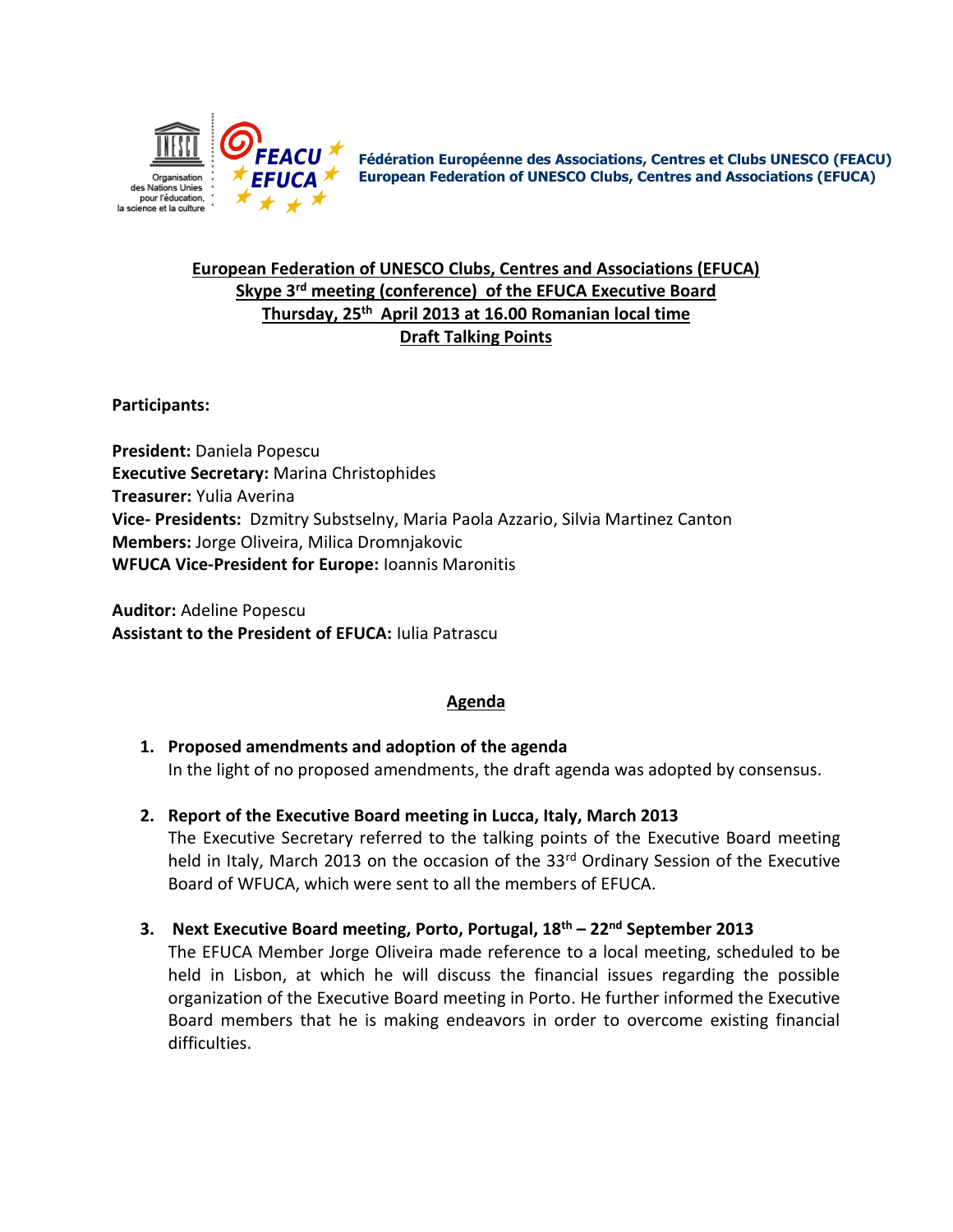Fédération Européenne des Associations, Centres et Clubs UNESCO (FEACU)
European Federation of UNESCO Clubs, Centres and Associations (EFUCA)

**European Federation of UNESCO Clubs, Centres and Associations (EFUCA)**
**Skype 3rd meeting (conference) of the EFUCA Executive Board**
**Thursday, 25th April 2013 at 16.00 Romanian local time**
**Draft Talking Points**

**Participants:**

**President:** Daniela Popescu
**Executive Secretary:** Marina Christophides
**Treasurer:** Yulia Averina
**Vice- Presidents:** Dzmitry Substselny, Maria Paola Azzario, Silvia Martinez Canton
**Members:** Jorge Oliveira, Milica Dromnjakovic
**WFUCA Vice-President for Europe:** Ioannis Maronitis

**Auditor:** Adeline Popescu
**Assistant to the President of EFUCA:** Iulia Patrascu

## Agenda

1. **Proposed amendments and adoption of the agenda**
   In the light of no proposed amendments, the draft agenda was adopted by consensus.

2. **Report of the Executive Board meeting in Lucca, Italy, March 2013**
   The Executive Secretary referred to the talking points of the Executive Board meeting held in Italy, March 2013 on the occasion of the 33rd Ordinary Session of the Executive Board of WFUCA, which were sent to all the members of EFUCA.

3. **Next Executive Board meeting, Porto, Portugal, 18th – 22nd September 2013**
   The EFUCA Member Jorge Oliveira made reference to a local meeting, scheduled to be held in Lisbon, at which he will discuss the financial issues regarding the possible organization of the Executive Board meeting in Porto. He further informed the Executive Board members that he is making endeavors in order to overcome existing financial difficulties.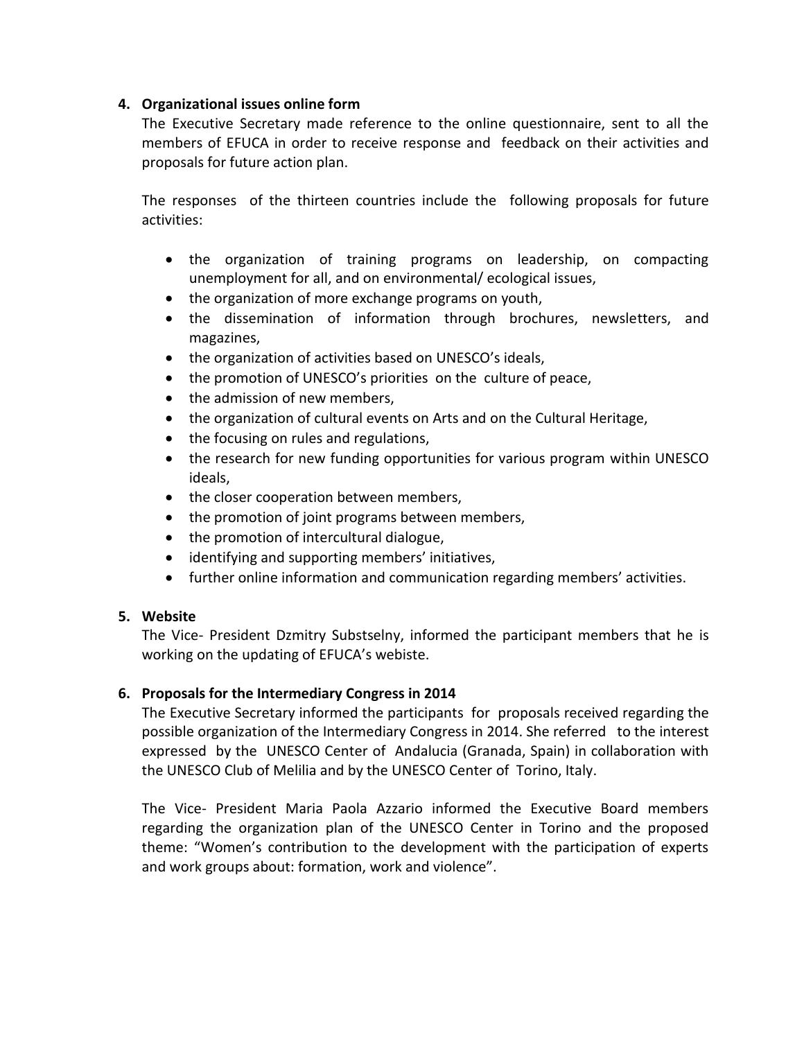4. **Organizational issues online form**

The Executive Secretary made reference to the online questionnaire, sent to all the members of EFUCA in order to receive response and feedback on their activities and proposals for future action plan.

The responses of the thirteen countries include the following proposals for future activities:

- the organization of training programs on leadership, on compacting unemployment for all, and on environmental/ ecological issues,
- the organization of more exchange programs on youth,
- the dissemination of information through brochures, newsletters, and magazines,
- the organization of activities based on UNESCO's ideals,
- the promotion of UNESCO's priorities on the culture of peace,
- the admission of new members,
- the organization of cultural events on Arts and on the Cultural Heritage,
- the focusing on rules and regulations,
- the research for new funding opportunities for various program within UNESCO ideals,
- the closer cooperation between members,
- the promotion of joint programs between members,
- the promotion of intercultural dialogue,
- identifying and supporting members' initiatives,
- further online information and communication regarding members' activities.

5. **Website**

The Vice- President Dzmitry Substselny, informed the participant members that he is working on the updating of EFUCA's webiste.

6. **Proposals for the Intermediary Congress in 2014**

The Executive Secretary informed the participants for proposals received regarding the possible organization of the Intermediary Congress in 2014. She referred to the interest expressed by the UNESCO Center of Andalucia (Granada, Spain) in collaboration with the UNESCO Club of Melilia and by the UNESCO Center of Torino, Italy.

The Vice- President Maria Paola Azzario informed the Executive Board members regarding the organization plan of the UNESCO Center in Torino and the proposed theme: "Women's contribution to the development with the participation of experts and work groups about: formation, work and violence".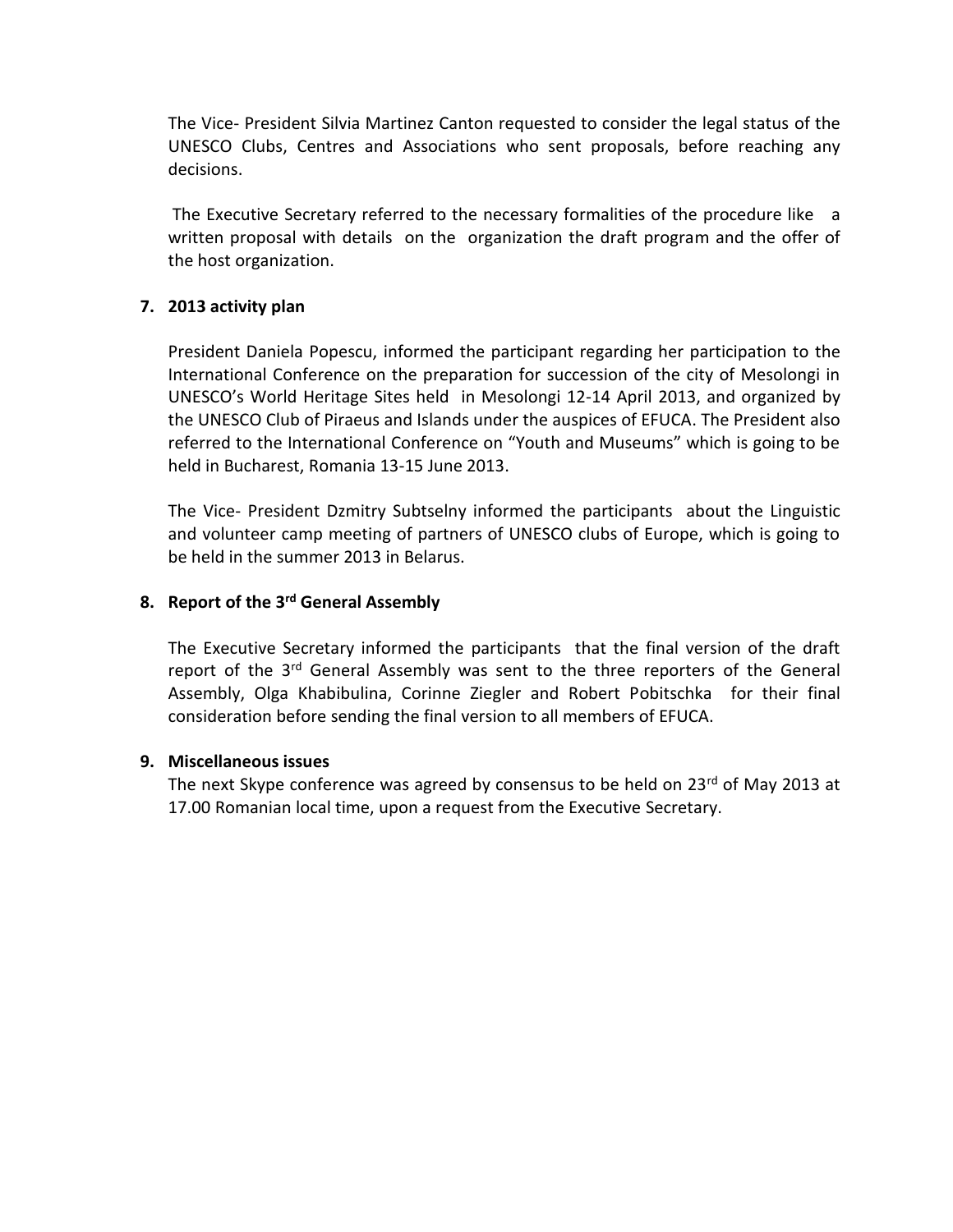The Vice- President Silvia Martinez Canton requested to consider the legal status of the UNESCO Clubs, Centres and Associations who sent proposals, before reaching any decisions.

The Executive Secretary referred to the necessary formalities of the procedure like a written proposal with details on the organization the draft program and the offer of the host organization.

**7. 2013 activity plan**

President Daniela Popescu, informed the participant regarding her participation to the International Conference on the preparation for succession of the city of Mesolongi in UNESCO's World Heritage Sites held in Mesolongi 12-14 April 2013, and organized by the UNESCO Club of Piraeus and Islands under the auspices of EFUCA. The President also referred to the International Conference on "Youth and Museums" which is going to be held in Bucharest, Romania 13-15 June 2013.

The Vice- President Dzmitry Subtselny informed the participants about the Linguistic and volunteer camp meeting of partners of UNESCO clubs of Europe, which is going to be held in the summer 2013 in Belarus.

**8. Report of the 3rd General Assembly**

The Executive Secretary informed the participants that the final version of the draft report of the 3rd General Assembly was sent to the three reporters of the General Assembly, Olga Khabibulina, Corinne Ziegler and Robert Pobitschka for their final consideration before sending the final version to all members of EFUCA.

**9. Miscellaneous issues**

The next Skype conference was agreed by consensus to be held on 23rd of May 2013 at 17.00 Romanian local time, upon a request from the Executive Secretary.